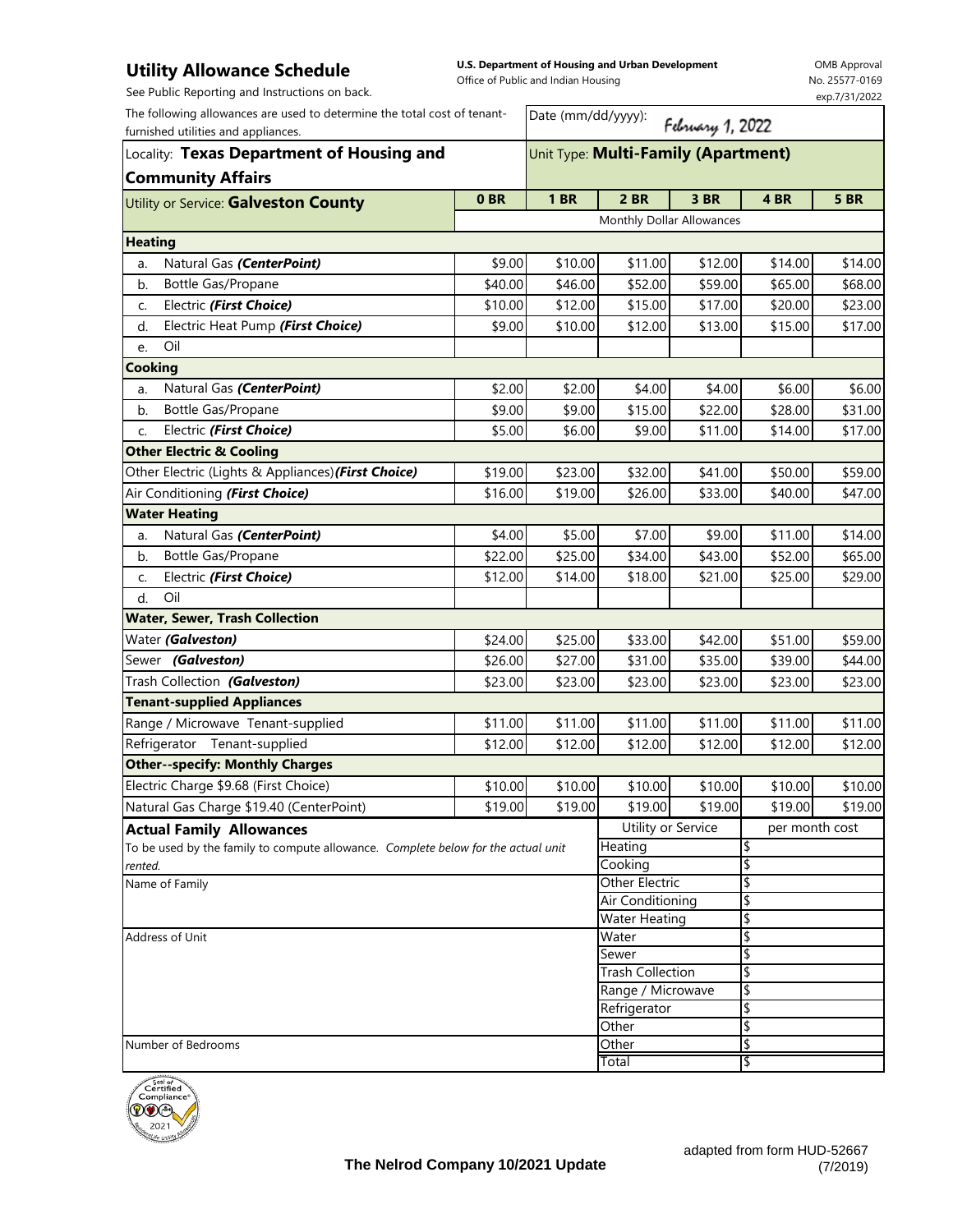# Utility Allowance Schedule

**U.S. Department of Housing and Urban Development**
Office of Public and Indian Housing

OMB Approval
No. 25577-0169
exp.7/31/2022

See Public Reporting and Instructions on back.

The following allowances are used to determine the total cost of tenant-furnished utilities and appliances.

Date (mm/dd/yyyy): February 1, 2022

Locality: **Texas Department of Housing and Community Affairs**

Unit Type: **Multi-Family (Apartment)**

| Utility or Service: **Galveston County** | 0 BR | 1 BR | 2 BR | 3 BR | 4 BR | 5 BR |
|---|---|---|---|---|---|---|
| | Monthly Dollar Allowances | | | | | |
| **Heating** | | | | | | |
| a. Natural Gas ***(CenterPoint)*** | $9.00 | $10.00 | $11.00 | $12.00 | $14.00 | $14.00 |
| b. Bottle Gas/Propane | $40.00 | $46.00 | $52.00 | $59.00 | $65.00 | $68.00 |
| c. Electric ***(First Choice)*** | $10.00 | $12.00 | $15.00 | $17.00 | $20.00 | $23.00 |
| d. Electric Heat Pump ***(First Choice)*** | $9.00 | $10.00 | $12.00 | $13.00 | $15.00 | $17.00 |
| e. Oil | | | | | | |
| **Cooking** | | | | | | |
| a. Natural Gas ***(CenterPoint)*** | $2.00 | $2.00 | $4.00 | $4.00 | $6.00 | $6.00 |
| b. Bottle Gas/Propane | $9.00 | $9.00 | $15.00 | $22.00 | $28.00 | $31.00 |
| c. Electric ***(First Choice)*** | $5.00 | $6.00 | $9.00 | $11.00 | $14.00 | $17.00 |
| **Other Electric & Cooling** | | | | | | |
| Other Electric (Lights & Appliances) ***(First Choice)*** | $19.00 | $23.00 | $32.00 | $41.00 | $50.00 | $59.00 |
| Air Conditioning ***(First Choice)*** | $16.00 | $19.00 | $26.00 | $33.00 | $40.00 | $47.00 |
| **Water Heating** | | | | | | |
| a. Natural Gas ***(CenterPoint)*** | $4.00 | $5.00 | $7.00 | $9.00 | $11.00 | $14.00 |
| b. Bottle Gas/Propane | $22.00 | $25.00 | $34.00 | $43.00 | $52.00 | $65.00 |
| c. Electric ***(First Choice)*** | $12.00 | $14.00 | $18.00 | $21.00 | $25.00 | $29.00 |
| d. Oil | | | | | | |
| **Water, Sewer, Trash Collection** | | | | | | |
| Water ***(Galveston)*** | $24.00 | $25.00 | $33.00 | $42.00 | $51.00 | $59.00 |
| Sewer ***(Galveston)*** | $26.00 | $27.00 | $31.00 | $35.00 | $39.00 | $44.00 |
| Trash Collection ***(Galveston)*** | $23.00 | $23.00 | $23.00 | $23.00 | $23.00 | $23.00 |
| **Tenant-supplied Appliances** | | | | | | |
| Range / Microwave Tenant-supplied | $11.00 | $11.00 | $11.00 | $11.00 | $11.00 | $11.00 |
| Refrigerator Tenant-supplied | $12.00 | $12.00 | $12.00 | $12.00 | $12.00 | $12.00 |
| **Other--specify: Monthly Charges** | | | | | | |
| Electric Charge $9.68 (First Choice) | $10.00 | $10.00 | $10.00 | $10.00 | $10.00 | $10.00 |
| Natural Gas Charge $19.40 (CenterPoint) | $19.00 | $19.00 | $19.00 | $19.00 | $19.00 | $19.00 |

**Actual Family Allowances**

To be used by the family to compute allowance. *Complete below for the actual unit rented.*

Name of Family

Address of Unit

Number of Bedrooms

| Utility or Service | per month cost |
|---|---|
| Heating | $ |
| Cooking | $ |
| Other Electric | $ |
| Air Conditioning | $ |
| Water Heating | $ |
| Water | $ |
| Sewer | $ |
| Trash Collection | $ |
| Range / Microwave | $ |
| Refrigerator | $ |
| Other | $ |
| Other | $ |
| Total | $ |

Seal of Certified Compliance 2021

**The Nelrod Company 10/2021 Update**

adapted from form HUD-52667 (7/2019)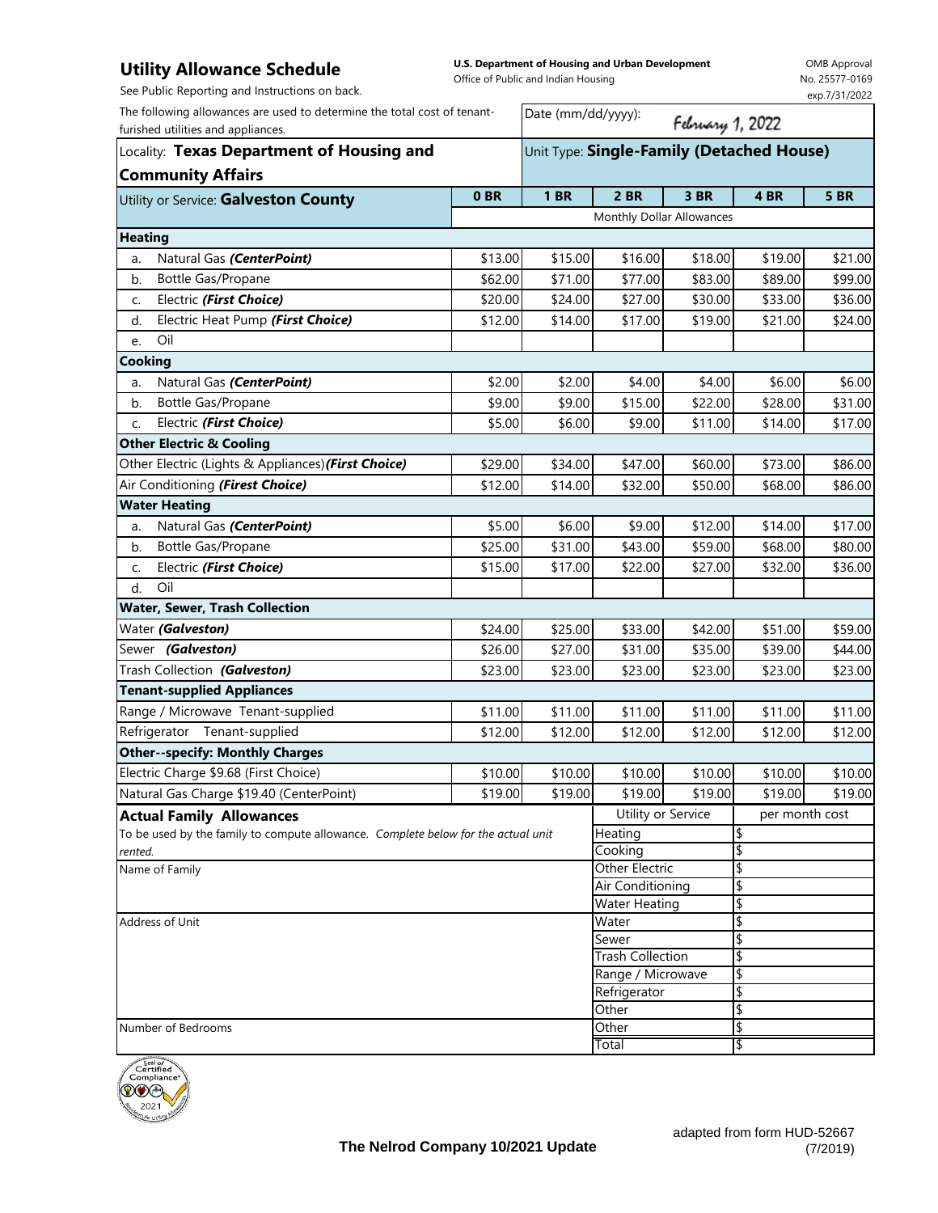# Utility Allowance Schedule

See Public Reporting and Instructions on back.

**U.S. Department of Housing and Urban Development**
Office of Public and Indian Housing

OMB Approval
No. 25577-0169
exp.7/31/2022

The following allowances are used to determine the total cost of tenant-furnished utilities and appliances.

Date (mm/dd/yyyy): February 1, 2022

Locality: **Texas Department of Housing and Community Affairs**

Unit Type: **Single-Family (Detached House)**

| Utility or Service: **Galveston County** | 0 BR | 1 BR | 2 BR | 3 BR | 4 BR | 5 BR |
|---|---|---|---|---|---|---|
| | Monthly Dollar Allowances | | | | | |
| **Heating** | | | | | | |
| a. Natural Gas ***(CenterPoint)*** | $13.00 | $15.00 | $16.00 | $18.00 | $19.00 | $21.00 |
| b. Bottle Gas/Propane | $62.00 | $71.00 | $77.00 | $83.00 | $89.00 | $99.00 |
| c. Electric ***(First Choice)*** | $20.00 | $24.00 | $27.00 | $30.00 | $33.00 | $36.00 |
| d. Electric Heat Pump ***(First Choice)*** | $12.00 | $14.00 | $17.00 | $19.00 | $21.00 | $24.00 |
| e. Oil | | | | | | |
| **Cooking** | | | | | | |
| a. Natural Gas ***(CenterPoint)*** | $2.00 | $2.00 | $4.00 | $4.00 | $6.00 | $6.00 |
| b. Bottle Gas/Propane | $9.00 | $9.00 | $15.00 | $22.00 | $28.00 | $31.00 |
| c. Electric ***(First Choice)*** | $5.00 | $6.00 | $9.00 | $11.00 | $14.00 | $17.00 |
| **Other Electric & Cooling** | | | | | | |
| Other Electric (Lights & Appliances) ***(First Choice)*** | $29.00 | $34.00 | $47.00 | $60.00 | $73.00 | $86.00 |
| Air Conditioning ***(Firest Choice)*** | $12.00 | $14.00 | $32.00 | $50.00 | $68.00 | $86.00 |
| **Water Heating** | | | | | | |
| a. Natural Gas ***(CenterPoint)*** | $5.00 | $6.00 | $9.00 | $12.00 | $14.00 | $17.00 |
| b. Bottle Gas/Propane | $25.00 | $31.00 | $43.00 | $59.00 | $68.00 | $80.00 |
| c. Electric ***(First Choice)*** | $15.00 | $17.00 | $22.00 | $27.00 | $32.00 | $36.00 |
| d. Oil | | | | | | |
| **Water, Sewer, Trash Collection** | | | | | | |
| Water ***(Galveston)*** | $24.00 | $25.00 | $33.00 | $42.00 | $51.00 | $59.00 |
| Sewer ***(Galveston)*** | $26.00 | $27.00 | $31.00 | $35.00 | $39.00 | $44.00 |
| Trash Collection ***(Galveston)*** | $23.00 | $23.00 | $23.00 | $23.00 | $23.00 | $23.00 |
| **Tenant-supplied Appliances** | | | | | | |
| Range / Microwave Tenant-supplied | $11.00 | $11.00 | $11.00 | $11.00 | $11.00 | $11.00 |
| Refrigerator Tenant-supplied | $12.00 | $12.00 | $12.00 | $12.00 | $12.00 | $12.00 |
| **Other--specify: Monthly Charges** | | | | | | |
| Electric Charge $9.68 (First Choice) | $10.00 | $10.00 | $10.00 | $10.00 | $10.00 | $10.00 |
| Natural Gas Charge $19.40 (CenterPoint) | $19.00 | $19.00 | $19.00 | $19.00 | $19.00 | $19.00 |

**Actual Family Allowances**

To be used by the family to compute allowance. *Complete below for the actual unit rented.*

Name of Family

Address of Unit

Number of Bedrooms

| Utility or Service | per month cost |
|---|---|
| Heating | $ |
| Cooking | $ |
| Other Electric | $ |
| Air Conditioning | $ |
| Water Heating | $ |
| Water | $ |
| Sewer | $ |
| Trash Collection | $ |
| Range / Microwave | $ |
| Refrigerator | $ |
| Other | $ |
| Other | $ |
| Total | $ |

Seal of Certified Compliance 2021

**The Nelrod Company 10/2021 Update**

adapted from form HUD-52667 (7/2019)